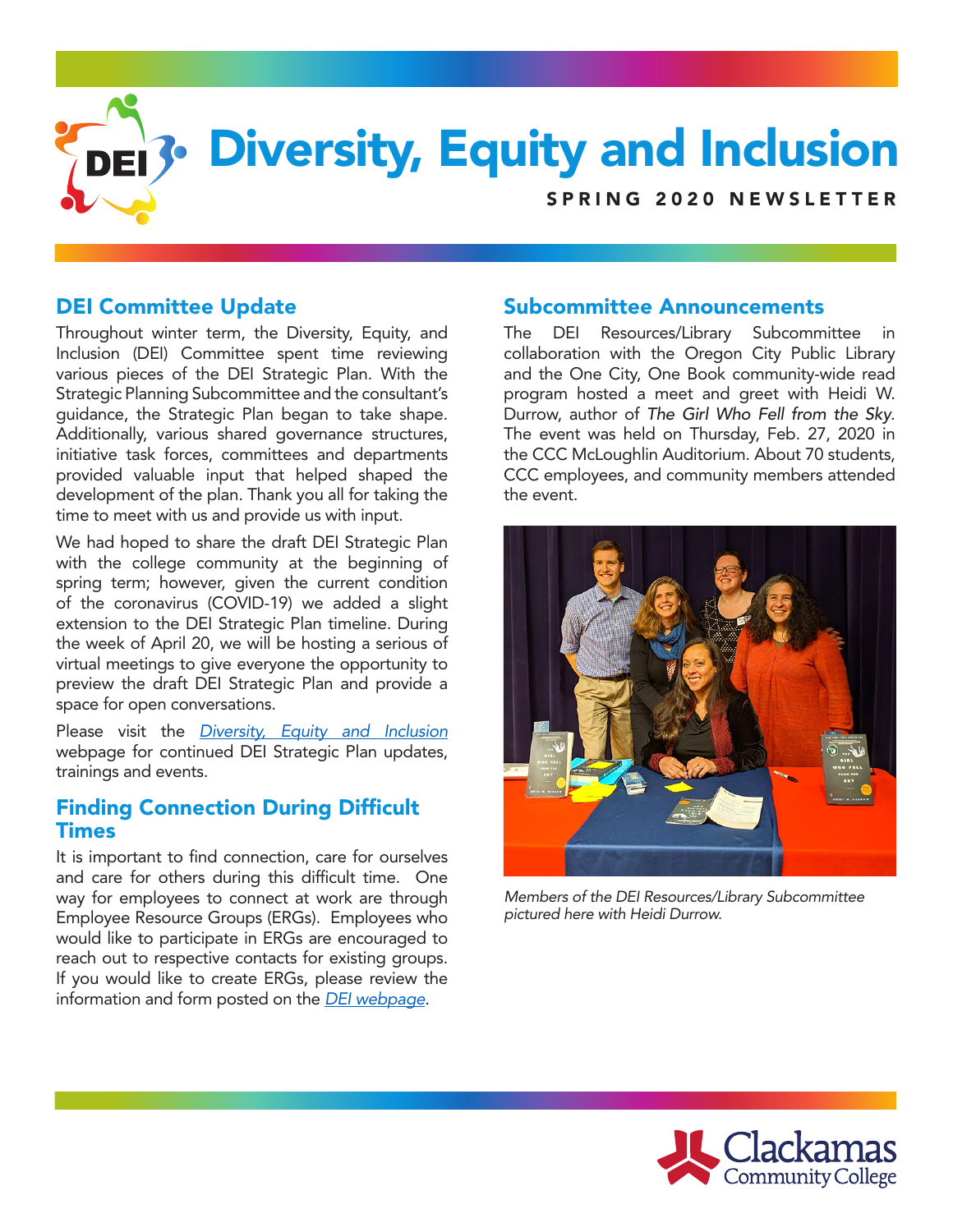# Diversity, Equity and Inclusion

SPRING 2020 NEWSLETTER

## DEI Committee Update

Throughout winter term, the Diversity, Equity, and Inclusion (DEI) Committee spent time reviewing various pieces of the DEI Strategic Plan. With the Strategic Planning Subcommittee and the consultant's guidance, the Strategic Plan began to take shape. Additionally, various shared governance structures, initiative task forces, committees and departments provided valuable input that helped shaped the development of the plan. Thank you all for taking the time to meet with us and provide us with input.

We had hoped to share the draft DEI Strategic Plan with the college community at the beginning of spring term; however, given the current condition of the coronavirus (COVID-19) we added a slight extension to the DEI Strategic Plan timeline. During the week of April 20, we will be hosting a serious of virtual meetings to give everyone the opportunity to preview the draft DEI Strategic Plan and provide a space for open conversations.

Please visit the *Diversity, Equity and Inclusion* webpage for continued DEI Strategic Plan updates, trainings and events.

## Finding Connection During Difficult Times

It is important to find connection, care for ourselves and care for others during this difficult time. One way for employees to connect at work are through Employee Resource Groups (ERGs). Employees who would like to participate in ERGs are encouraged to reach out to respective contacts for existing groups. If you would like to create ERGs, please review the information and form posted on the *DEI webpage*.

## Subcommittee Announcements

The DEI Resources/Library Subcommittee in collaboration with the Oregon City Public Library and the One City, One Book community-wide read program hosted a meet and greet with Heidi W. Durrow, author of *The Girl Who Fell from the Sky*. The event was held on Thursday, Feb. 27, 2020 in the CCC McLoughlin Auditorium. About 70 students, CCC employees, and community members attended the event.

*Members of the DEI Resources/Library Subcommittee pictured here with Heidi Durrow.*

Clackamas Community College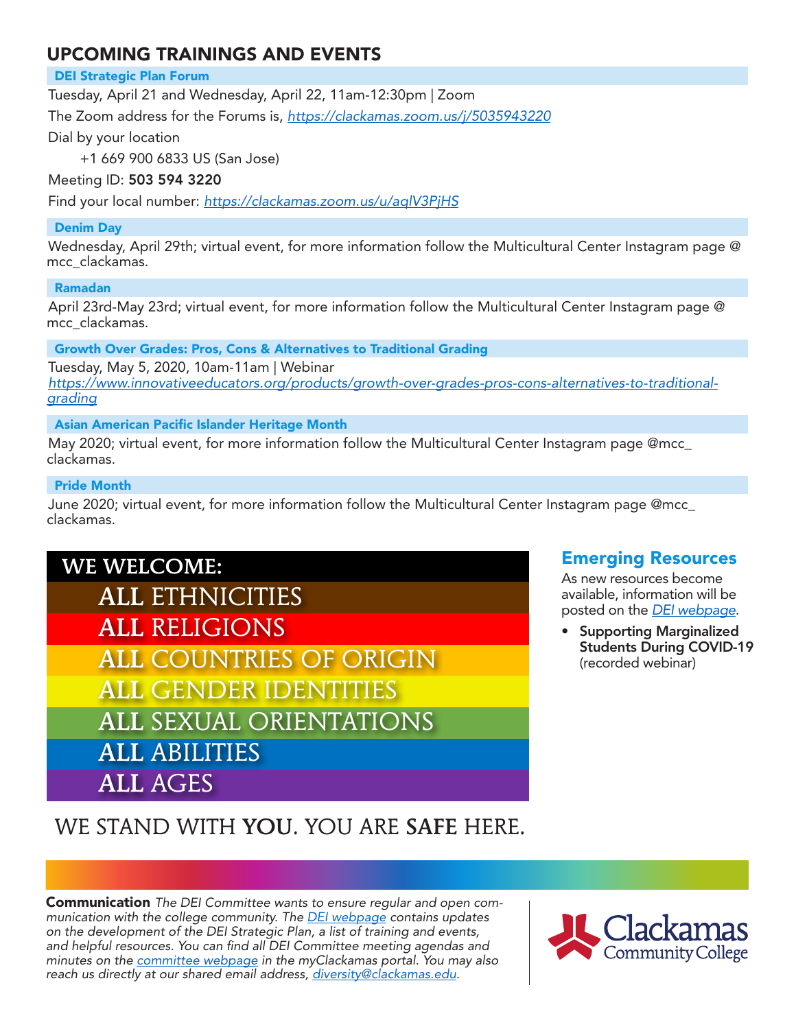## UPCOMING TRAININGS AND EVENTS

### DEI Strategic Plan Forum

Tuesday, April 21 and Wednesday, April 22, 11am-12:30pm | Zoom

The Zoom address for the Forums is, *https://clackamas.zoom.us/j/5035943220*

Dial by your location

+1 669 900 6833 US (San Jose)

Meeting ID: **503 594 3220**

Find your local number: *https://clackamas.zoom.us/u/aqlV3PjHS*

### Denim Day

Wednesday, April 29th; virtual event, for more information follow the Multicultural Center Instagram page @ mcc_clackamas.

### Ramadan

April 23rd-May 23rd; virtual event, for more information follow the Multicultural Center Instagram page @ mcc_clackamas.

### Growth Over Grades: Pros, Cons & Alternatives to Traditional Grading

Tuesday, May 5, 2020, 10am-11am | Webinar

*https://www.innovativeeducators.org/products/growth-over-grades-pros-cons-alternatives-to-traditional-grading*

### Asian American Pacific Islander Heritage Month

May 2020; virtual event, for more information follow the Multicultural Center Instagram page @mcc_clackamas.

### Pride Month

June 2020; virtual event, for more information follow the Multicultural Center Instagram page @mcc_clackamas.

**WE WELCOME:**

**ALL** ETHNICITIES

**ALL** RELIGIONS

**ALL** COUNTRIES OF ORIGIN

**ALL** GENDER IDENTITIES

**ALL** SEXUAL ORIENTATIONS

**ALL** ABILITIES

**ALL** AGES

WE STAND WITH **YOU**. YOU ARE **SAFE** HERE.

## Emerging Resources

As new resources become available, information will be posted on the *DEI webpage*.

- **Supporting Marginalized Students During COVID-19** (recorded webinar)

**Communication** *The DEI Committee wants to ensure regular and open communication with the college community. The DEI webpage contains updates on the development of the DEI Strategic Plan, a list of training and events, and helpful resources. You can find all DEI Committee meeting agendas and minutes on the committee webpage in the myClackamas portal. You may also reach us directly at our shared email address, diversity@clackamas.edu.*

Clackamas Community College